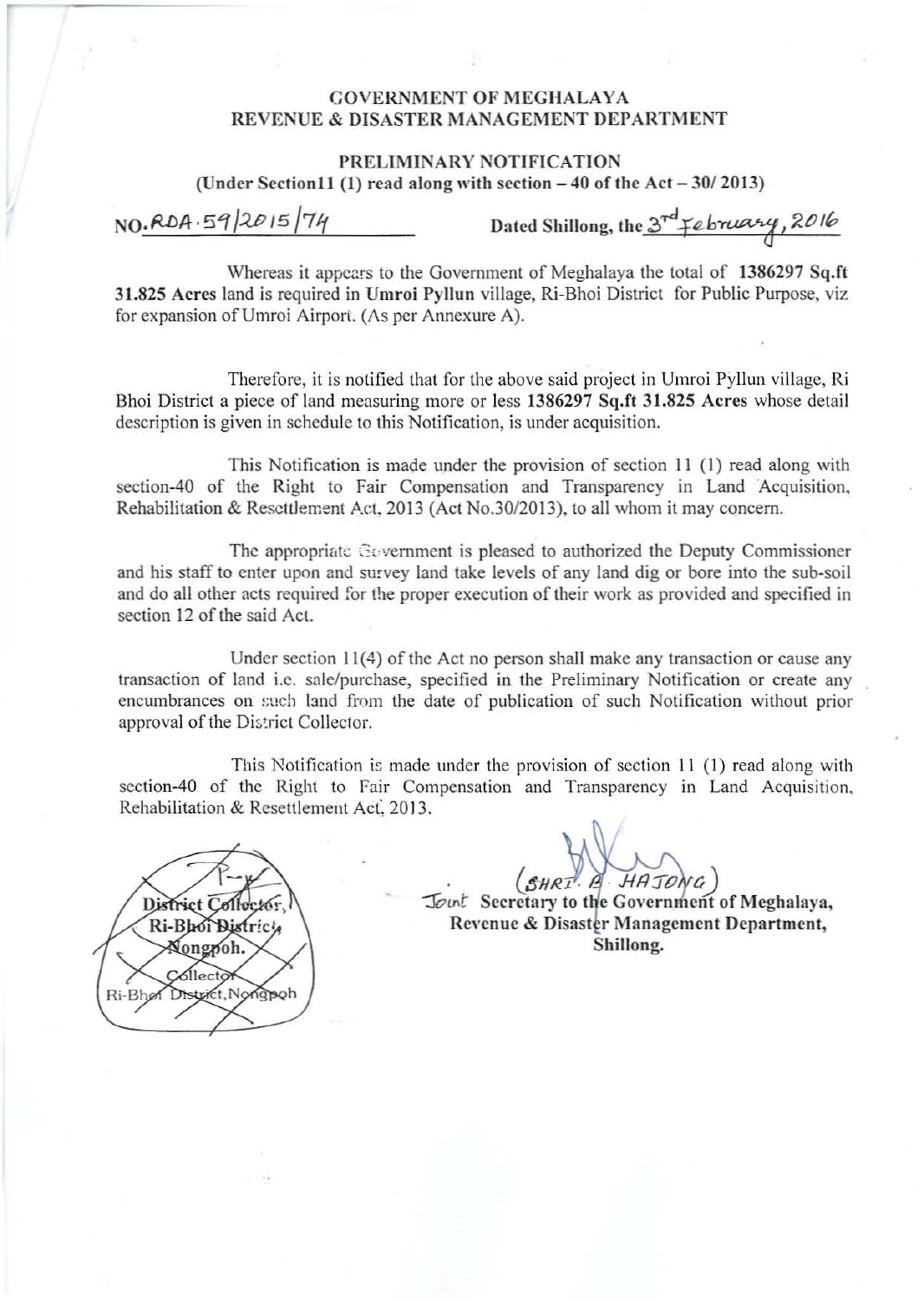# GOVERNMENT OF MEGHALAYA
# REVENUE & DISASTER MANAGEMENT DEPARTMENT

## PRELIMINARY NOTIFICATION

**(Under Section11 (1) read along with section – 40 of the Act – 30/ 2013)**

NO. RDA.59/2015/74 **Dated Shillong, the** 3rd February, 2016

Whereas it appears to the Government of Meghalaya the total of **1386297 Sq.ft 31.825 Acres** land is required in **Umroi Pyllun** village, Ri-Bhoi District for Public Purpose, viz for expansion of Umroi Airport. (As per Annexure A).

Therefore, it is notified that for the above said project in Umroi Pyllun village, Ri Bhoi District a piece of land measuring more or less **1386297 Sq.ft 31.825 Acres** whose detail description is given in schedule to this Notification, is under acquisition.

This Notification is made under the provision of section 11 (1) read along with section-40 of the Right to Fair Compensation and Transparency in Land Acquisition, Rehabilitation & Resettlement Act, 2013 (Act No.30/2013), to all whom it may concern.

The appropriate Government is pleased to authorized the Deputy Commissioner and his staff to enter upon and survey land take levels of any land dig or bore into the sub-soil and do all other acts required for the proper execution of their work as provided and specified in section 12 of the said Act.

Under section 11(4) of the Act no person shall make any transaction or cause any transaction of land i.e. sale/purchase, specified in the Preliminary Notification or create any encumbrances on such land from the date of publication of such Notification without prior approval of the District Collector.

This Notification is made under the provision of section 11 (1) read along with section-40 of the Right to Fair Compensation and Transparency in Land Acquisition, Rehabilitation & Resettlement Act, 2013.

District Collector,
Ri-Bhoi District,
Nongpoh.
Collector
Ri-Bhoi District, Nongpoh

(SHRI. A. HAJONG)
Joint **Secretary to the Government of Meghalaya,**
**Revenue & Disaster Management Department,**
**Shillong.**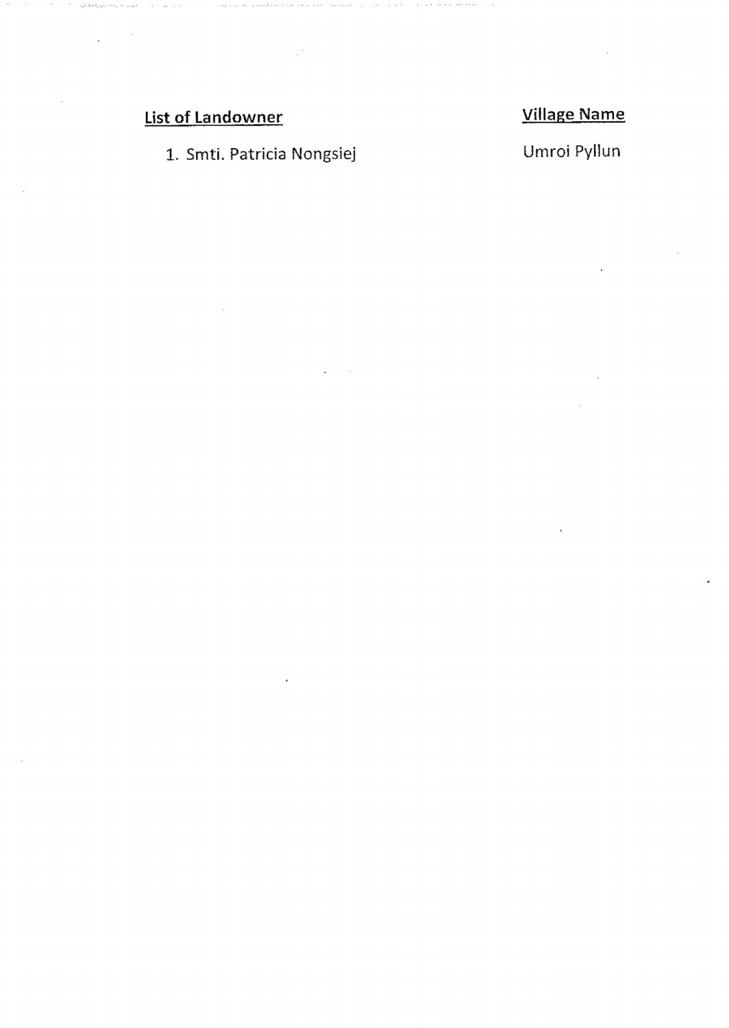| List of Landowner | Village Name |
| --- | --- |
| 1. Smti. Patricia Nongsiej | Umroi Pyllun |